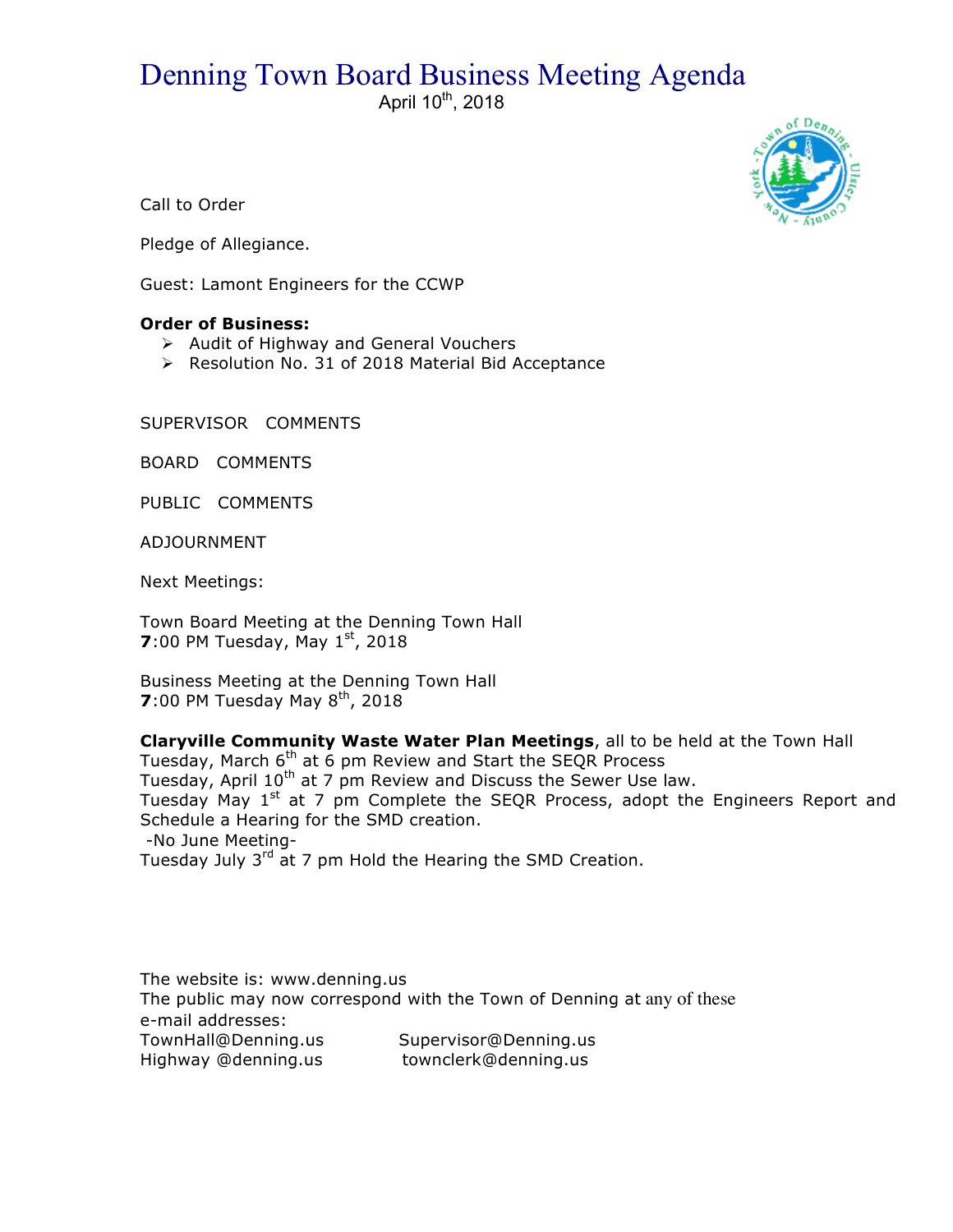# Denning Town Board Business Meeting Agenda

April 10th, 2018

Call to Order

Pledge of Allegiance.

Guest: Lamont Engineers for the CCWP

**Order of Business:**

- Audit of Highway and General Vouchers
- Resolution No. 31 of 2018 Material Bid Acceptance

SUPERVISOR COMMENTS

BOARD COMMENTS

PUBLIC COMMENTS

ADJOURNMENT

Next Meetings:

Town Board Meeting at the Denning Town Hall
**7**:00 PM Tuesday, May 1st, 2018

Business Meeting at the Denning Town Hall
**7**:00 PM Tuesday May 8th, 2018

**Claryville Community Waste Water Plan Meetings**, all to be held at the Town Hall
Tuesday, March 6th at 6 pm Review and Start the SEQR Process
Tuesday, April 10th at 7 pm Review and Discuss the Sewer Use law.
Tuesday May 1st at 7 pm Complete the SEQR Process, adopt the Engineers Report and Schedule a Hearing for the SMD creation.
-No June Meeting-
Tuesday July 3rd at 7 pm Hold the Hearing the SMD Creation.

The website is: www.denning.us
The public may now correspond with the Town of Denning at any of these e-mail addresses:

TownHall@Denning.us Supervisor@Denning.us
Highway @denning.us townclerk@denning.us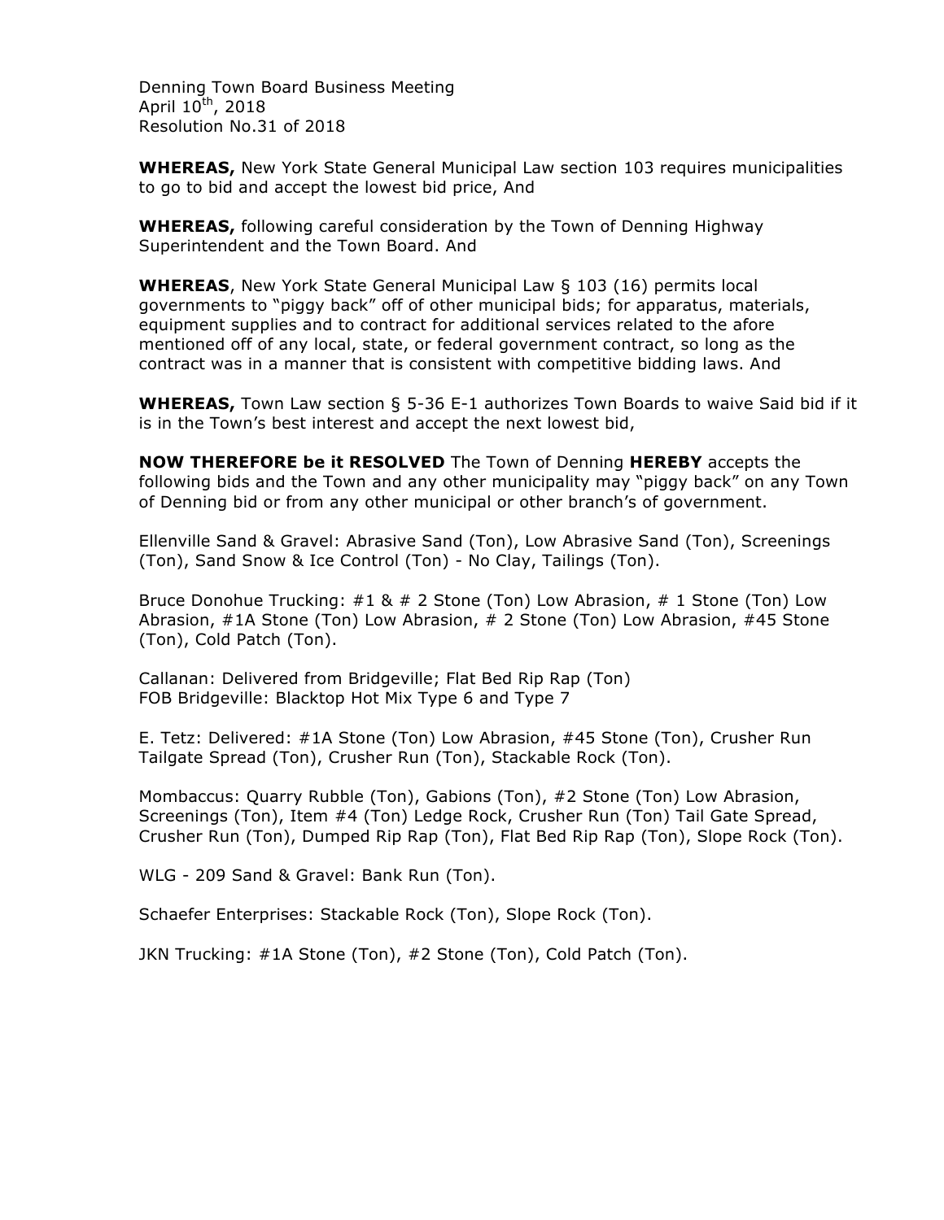Denning Town Board Business Meeting
April 10th, 2018
Resolution No.31 of 2018

**WHEREAS,** New York State General Municipal Law section 103 requires municipalities to go to bid and accept the lowest bid price, And

**WHEREAS,** following careful consideration by the Town of Denning Highway Superintendent and the Town Board. And

**WHEREAS**, New York State General Municipal Law § 103 (16) permits local governments to "piggy back" off of other municipal bids; for apparatus, materials, equipment supplies and to contract for additional services related to the afore mentioned off of any local, state, or federal government contract, so long as the contract was in a manner that is consistent with competitive bidding laws. And

**WHEREAS,** Town Law section § 5-36 E-1 authorizes Town Boards to waive Said bid if it is in the Town's best interest and accept the next lowest bid,

**NOW THEREFORE be it RESOLVED** The Town of Denning **HEREBY** accepts the following bids and the Town and any other municipality may "piggy back" on any Town of Denning bid or from any other municipal or other branch's of government.

Ellenville Sand & Gravel: Abrasive Sand (Ton), Low Abrasive Sand (Ton), Screenings (Ton), Sand Snow & Ice Control (Ton) - No Clay, Tailings (Ton).

Bruce Donohue Trucking: #1 & # 2 Stone (Ton) Low Abrasion, # 1 Stone (Ton) Low Abrasion, #1A Stone (Ton) Low Abrasion, # 2 Stone (Ton) Low Abrasion, #45 Stone (Ton), Cold Patch (Ton).

Callanan: Delivered from Bridgeville; Flat Bed Rip Rap (Ton)
FOB Bridgeville: Blacktop Hot Mix Type 6 and Type 7

E. Tetz: Delivered: #1A Stone (Ton) Low Abrasion, #45 Stone (Ton), Crusher Run Tailgate Spread (Ton), Crusher Run (Ton), Stackable Rock (Ton).

Mombaccus: Quarry Rubble (Ton), Gabions (Ton), #2 Stone (Ton) Low Abrasion, Screenings (Ton), Item #4 (Ton) Ledge Rock, Crusher Run (Ton) Tail Gate Spread, Crusher Run (Ton), Dumped Rip Rap (Ton), Flat Bed Rip Rap (Ton), Slope Rock (Ton).

WLG - 209 Sand & Gravel: Bank Run (Ton).

Schaefer Enterprises: Stackable Rock (Ton), Slope Rock (Ton).

JKN Trucking: #1A Stone (Ton), #2 Stone (Ton), Cold Patch (Ton).